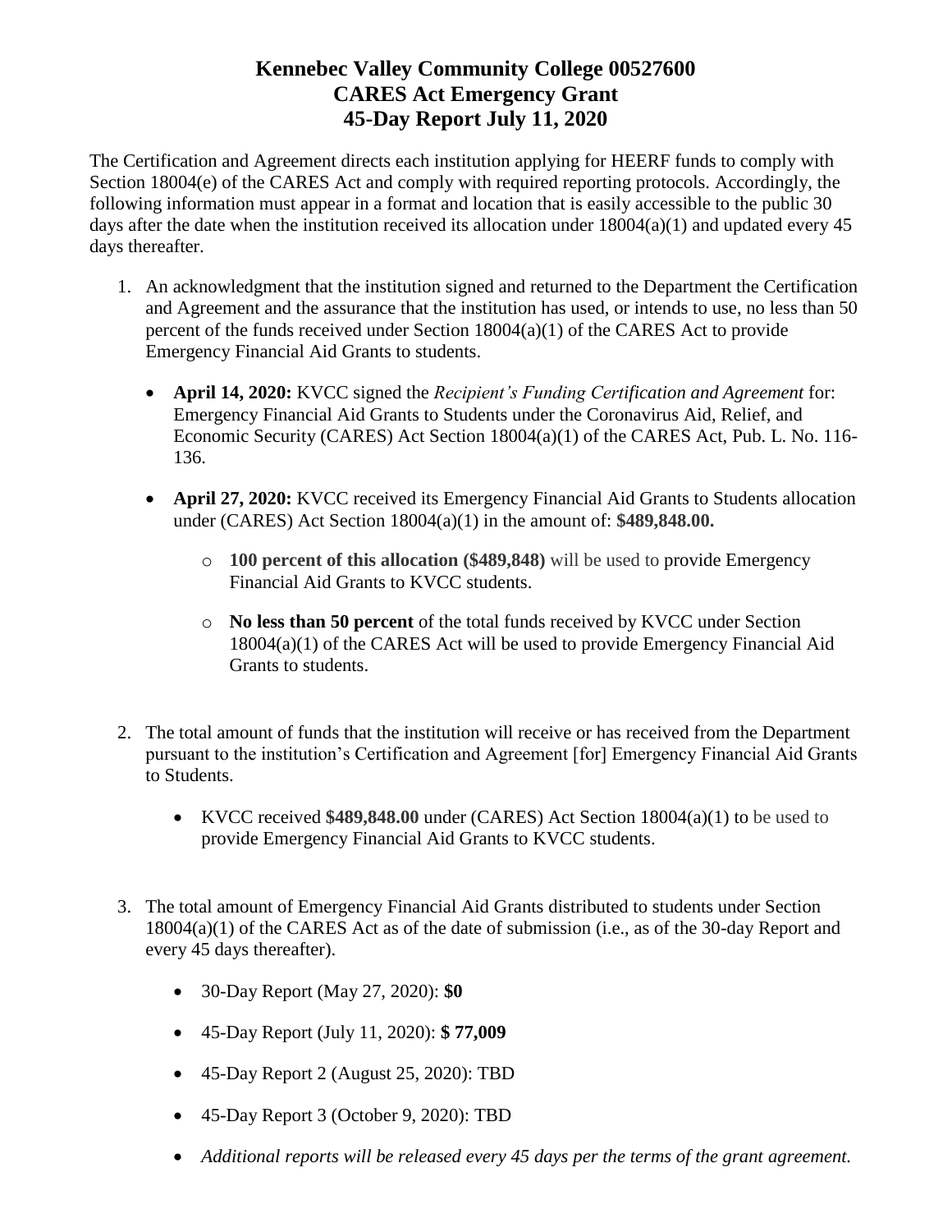# Kennebec Valley Community College 00527600
# CARES Act Emergency Grant
# 45-Day Report July 11, 2020

The Certification and Agreement directs each institution applying for HEERF funds to comply with Section 18004(e) of the CARES Act and comply with required reporting protocols. Accordingly, the following information must appear in a format and location that is easily accessible to the public 30 days after the date when the institution received its allocation under 18004(a)(1) and updated every 45 days thereafter.

1. An acknowledgment that the institution signed and returned to the Department the Certification and Agreement and the assurance that the institution has used, or intends to use, no less than 50 percent of the funds received under Section 18004(a)(1) of the CARES Act to provide Emergency Financial Aid Grants to students.

   - **April 14, 2020:** KVCC signed the *Recipient's Funding Certification and Agreement* for: Emergency Financial Aid Grants to Students under the Coronavirus Aid, Relief, and Economic Security (CARES) Act Section 18004(a)(1) of the CARES Act, Pub. L. No. 116-136.

   - **April 27, 2020:** KVCC received its Emergency Financial Aid Grants to Students allocation under (CARES) Act Section 18004(a)(1) in the amount of: **$489,848.00.**

     - **100 percent of this allocation ($489,848)** will be used to provide Emergency Financial Aid Grants to KVCC students.

     - **No less than 50 percent** of the total funds received by KVCC under Section 18004(a)(1) of the CARES Act will be used to provide Emergency Financial Aid Grants to students.

2. The total amount of funds that the institution will receive or has received from the Department pursuant to the institution's Certification and Agreement [for] Emergency Financial Aid Grants to Students.

   - KVCC received $**489,848.00** under (CARES) Act Section 18004(a)(1) to be used to provide Emergency Financial Aid Grants to KVCC students.

3. The total amount of Emergency Financial Aid Grants distributed to students under Section 18004(a)(1) of the CARES Act as of the date of submission (i.e., as of the 30-day Report and every 45 days thereafter).

   - 30-Day Report (May 27, 2020): **$0**

   - 45-Day Report (July 11, 2020): **$ 77,009**

   - 45-Day Report 2 (August 25, 2020): TBD

   - 45-Day Report 3 (October 9, 2020): TBD

   - *Additional reports will be released every 45 days per the terms of the grant agreement.*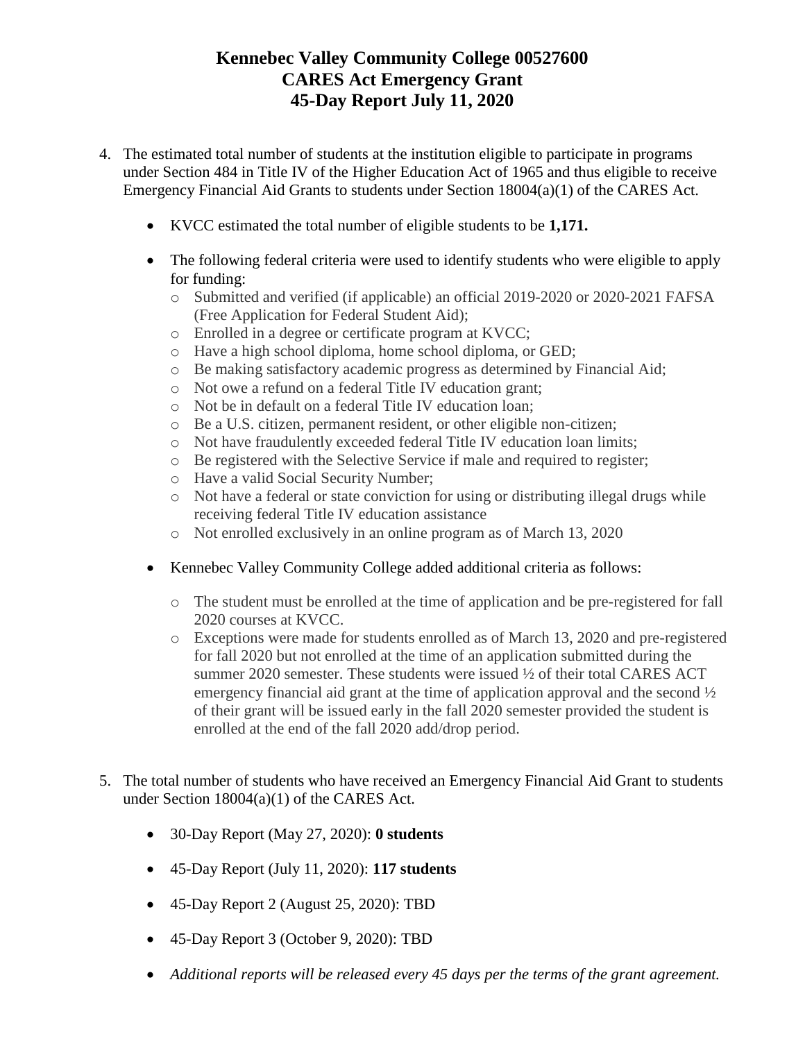# Kennebec Valley Community College 00527600
# CARES Act Emergency Grant
# 45-Day Report July 11, 2020

4. The estimated total number of students at the institution eligible to participate in programs under Section 484 in Title IV of the Higher Education Act of 1965 and thus eligible to receive Emergency Financial Aid Grants to students under Section 18004(a)(1) of the CARES Act.

   - KVCC estimated the total number of eligible students to be **1,171.**
   - The following federal criteria were used to identify students who were eligible to apply for funding:
     - Submitted and verified (if applicable) an official 2019-2020 or 2020-2021 FAFSA (Free Application for Federal Student Aid);
     - Enrolled in a degree or certificate program at KVCC;
     - Have a high school diploma, home school diploma, or GED;
     - Be making satisfactory academic progress as determined by Financial Aid;
     - Not owe a refund on a federal Title IV education grant;
     - Not be in default on a federal Title IV education loan;
     - Be a U.S. citizen, permanent resident, or other eligible non-citizen;
     - Not have fraudulently exceeded federal Title IV education loan limits;
     - Be registered with the Selective Service if male and required to register;
     - Have a valid Social Security Number;
     - Not have a federal or state conviction for using or distributing illegal drugs while receiving federal Title IV education assistance
     - Not enrolled exclusively in an online program as of March 13, 2020
   - Kennebec Valley Community College added additional criteria as follows:
     - The student must be enrolled at the time of application and be pre-registered for fall 2020 courses at KVCC.
     - Exceptions were made for students enrolled as of March 13, 2020 and pre-registered for fall 2020 but not enrolled at the time of an application submitted during the summer 2020 semester. These students were issued ½ of their total CARES ACT emergency financial aid grant at the time of application approval and the second ½ of their grant will be issued early in the fall 2020 semester provided the student is enrolled at the end of the fall 2020 add/drop period.

5. The total number of students who have received an Emergency Financial Aid Grant to students under Section 18004(a)(1) of the CARES Act.

   - 30-Day Report (May 27, 2020): **0 students**
   - 45-Day Report (July 11, 2020): **117 students**
   - 45-Day Report 2 (August 25, 2020): TBD
   - 45-Day Report 3 (October 9, 2020): TBD
   - *Additional reports will be released every 45 days per the terms of the grant agreement.*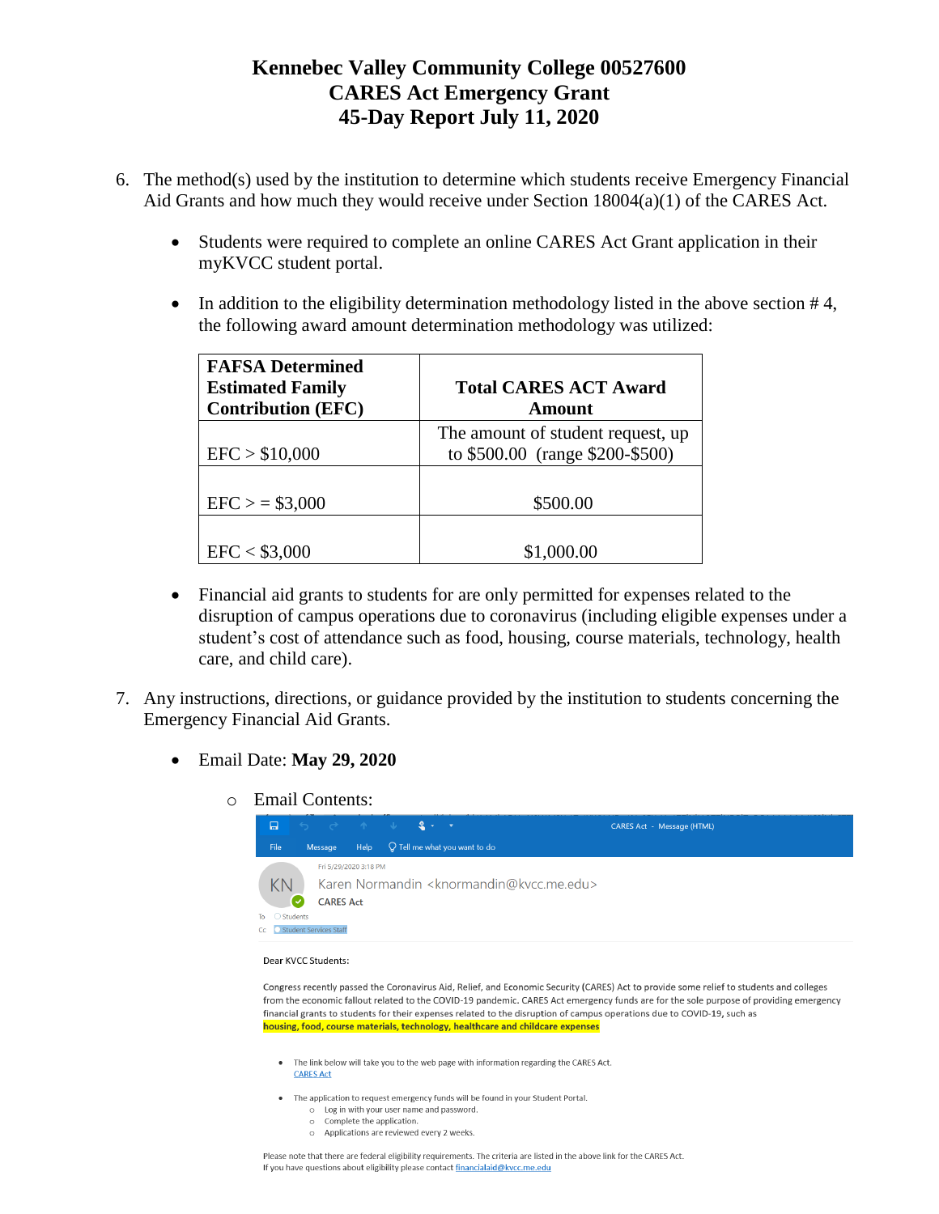# Kennebec Valley Community College 00527600
# CARES Act Emergency Grant
# 45-Day Report July 11, 2020

6. The method(s) used by the institution to determine which students receive Emergency Financial Aid Grants and how much they would receive under Section 18004(a)(1) of the CARES Act.

   - Students were required to complete an online CARES Act Grant application in their myKVCC student portal.

   - In addition to the eligibility determination methodology listed in the above section # 4, the following award amount determination methodology was utilized:

| FAFSA Determined Estimated Family Contribution (EFC) | Total CARES ACT Award Amount |
|---|---|
| EFC > $10,000 | The amount of student request, up to $500.00 (range $200-$500) |
| EFC > = $3,000 | $500.00 |
| EFC < $3,000 | $1,000.00 |

   - Financial aid grants to students for are only permitted for expenses related to the disruption of campus operations due to coronavirus (including eligible expenses under a student's cost of attendance such as food, housing, course materials, technology, health care, and child care).

7. Any instructions, directions, or guidance provided by the institution to students concerning the Emergency Financial Aid Grants.

   - Email Date: **May 29, 2020**

     - Email Contents:

CARES Act - Message (HTML)

File Message Help Tell me what you want to do

Fri 5/29/2020 3:18 PM

KN Karen Normandin <knormandin@kvcc.me.edu>

CARES Act

To Students

Cc Student Services Staff

Dear KVCC Students:

Congress recently passed the Coronavirus Aid, Relief, and Economic Security (CARES) Act to provide some relief to students and colleges from the economic fallout related to the COVID-19 pandemic. CARES Act emergency funds are for the sole purpose of providing emergency financial grants to students for their expenses related to the disruption of campus operations due to COVID-19, such as **housing, food, course materials, technology, healthcare and childcare expenses**

- The link below will take you to the web page with information regarding the CARES Act.
  CARES Act

- The application to request emergency funds will be found in your Student Portal.
  - Log in with your user name and password.
  - Complete the application.
  - Applications are reviewed every 2 weeks.

Please note that there are federal eligibility requirements. The criteria are listed in the above link for the CARES Act.
If you have questions about eligibility please contact financialaid@kvcc.me.edu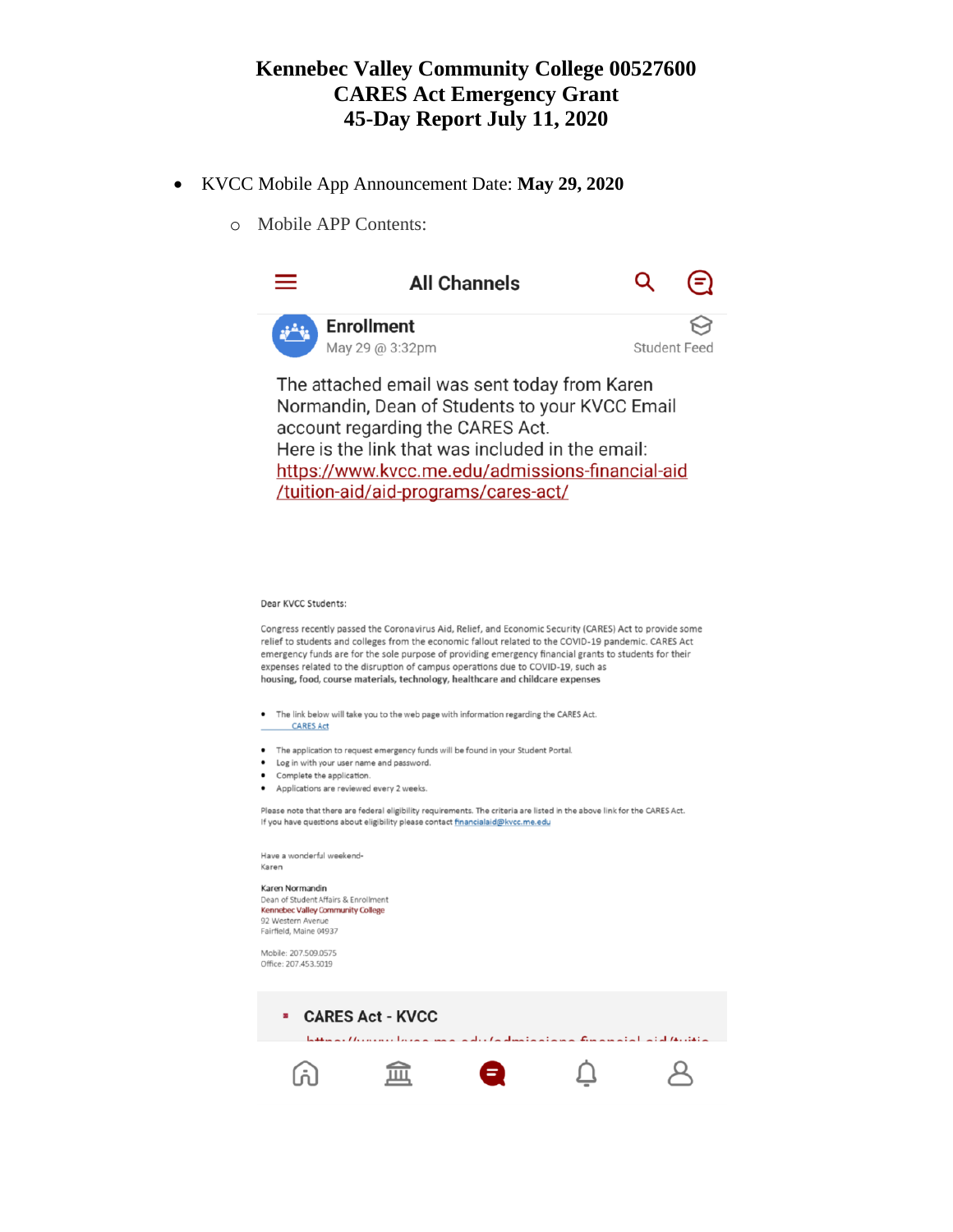# Kennebec Valley Community College 00527600
# CARES Act Emergency Grant
# 45-Day Report July 11, 2020

- KVCC Mobile App Announcement Date: **May 29, 2020**
  - Mobile APP Contents:

All Channels

**Enrollment**
May 29 @ 3:32pm
Student Feed

The attached email was sent today from Karen Normandin, Dean of Students to your KVCC Email account regarding the CARES Act.
Here is the link that was included in the email:
https://www.kvcc.me.edu/admissions-financial-aid/tuition-aid/aid-programs/cares-act/

Dear KVCC Students:

Congress recently passed the Coronavirus Aid, Relief, and Economic Security (CARES) Act to provide some relief to students and colleges from the economic fallout related to the COVID-19 pandemic. CARES Act emergency funds are for the sole purpose of providing emergency financial grants to students for their expenses related to the disruption of campus operations due to COVID-19, such as **housing, food, course materials, technology, healthcare and childcare expenses**

- The link below will take you to the web page with information regarding the CARES Act.
  CARES Act

- The application to request emergency funds will be found in your Student Portal.
- Log in with your user name and password.
- Complete the application.
- Applications are reviewed every 2 weeks.

Please note that there are federal eligibility requirements. The criteria are listed in the above link for the CARES Act.
If you have questions about eligibility please contact financialaid@kvcc.me.edu

Have a wonderful weekend-
Karen

**Karen Normandin**
Dean of Student Affairs & Enrollment
Kennebec Valley Community College
92 Western Avenue
Fairfield, Maine 04937

Mobile: 207.509.0575
Office: 207.453.5019

**CARES Act - KVCC**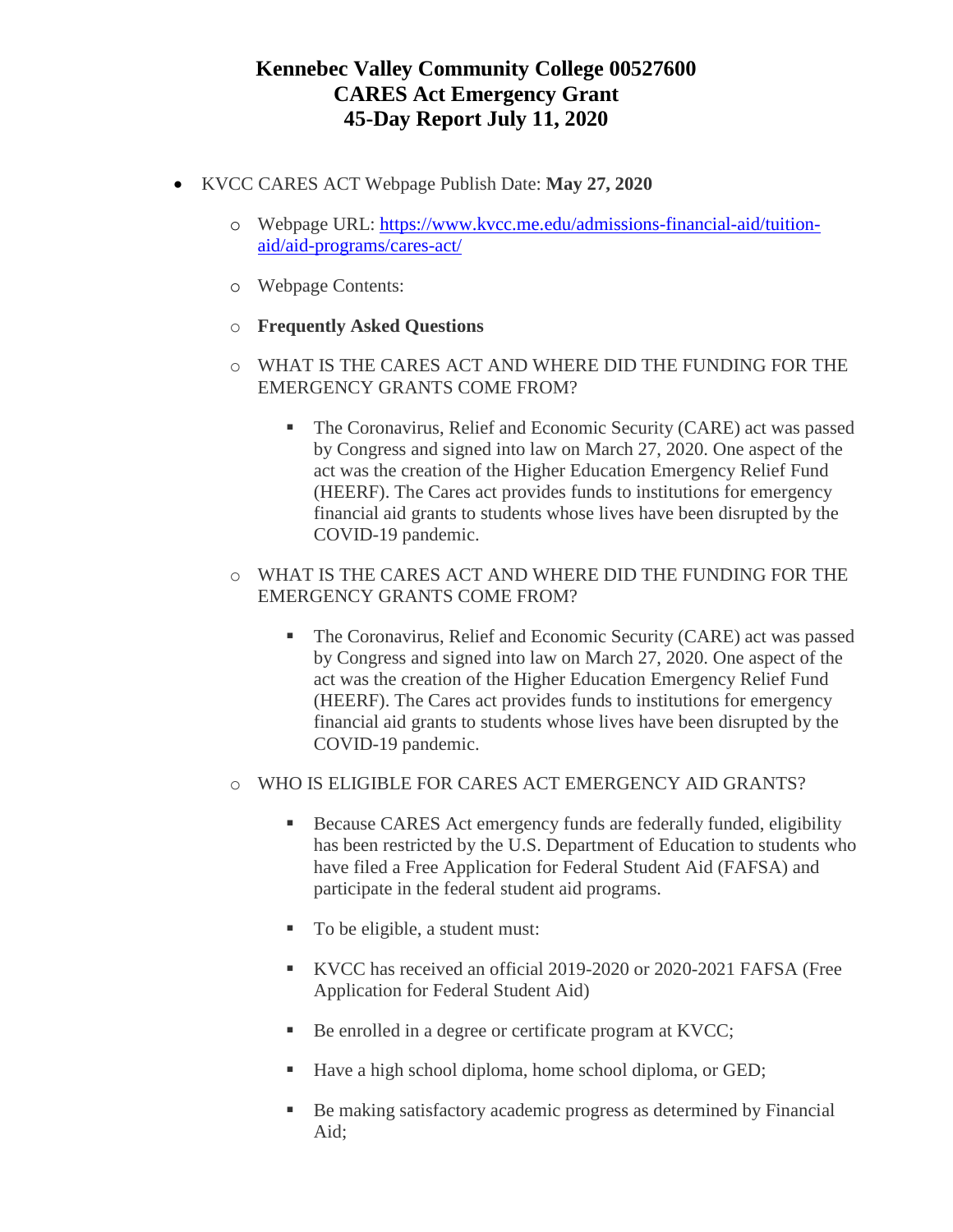# Kennebec Valley Community College 00527600
# CARES Act Emergency Grant
# 45-Day Report July 11, 2020

- KVCC CARES ACT Webpage Publish Date: **May 27, 2020**
  - Webpage URL: [https://www.kvcc.me.edu/admissions-financial-aid/tuition-aid/aid-programs/cares-act/](https://www.kvcc.me.edu/admissions-financial-aid/tuition-aid/aid-programs/cares-act/)
  - Webpage Contents:
  - **Frequently Asked Questions**
  - WHAT IS THE CARES ACT AND WHERE DID THE FUNDING FOR THE EMERGENCY GRANTS COME FROM?
    - The Coronavirus, Relief and Economic Security (CARE) act was passed by Congress and signed into law on March 27, 2020. One aspect of the act was the creation of the Higher Education Emergency Relief Fund (HEERF). The Cares act provides funds to institutions for emergency financial aid grants to students whose lives have been disrupted by the COVID-19 pandemic.
  - WHAT IS THE CARES ACT AND WHERE DID THE FUNDING FOR THE EMERGENCY GRANTS COME FROM?
    - The Coronavirus, Relief and Economic Security (CARE) act was passed by Congress and signed into law on March 27, 2020. One aspect of the act was the creation of the Higher Education Emergency Relief Fund (HEERF). The Cares act provides funds to institutions for emergency financial aid grants to students whose lives have been disrupted by the COVID-19 pandemic.
  - WHO IS ELIGIBLE FOR CARES ACT EMERGENCY AID GRANTS?
    - Because CARES Act emergency funds are federally funded, eligibility has been restricted by the U.S. Department of Education to students who have filed a Free Application for Federal Student Aid (FAFSA) and participate in the federal student aid programs.
    - To be eligible, a student must:
    - KVCC has received an official 2019-2020 or 2020-2021 FAFSA (Free Application for Federal Student Aid)
    - Be enrolled in a degree or certificate program at KVCC;
    - Have a high school diploma, home school diploma, or GED;
    - Be making satisfactory academic progress as determined by Financial Aid;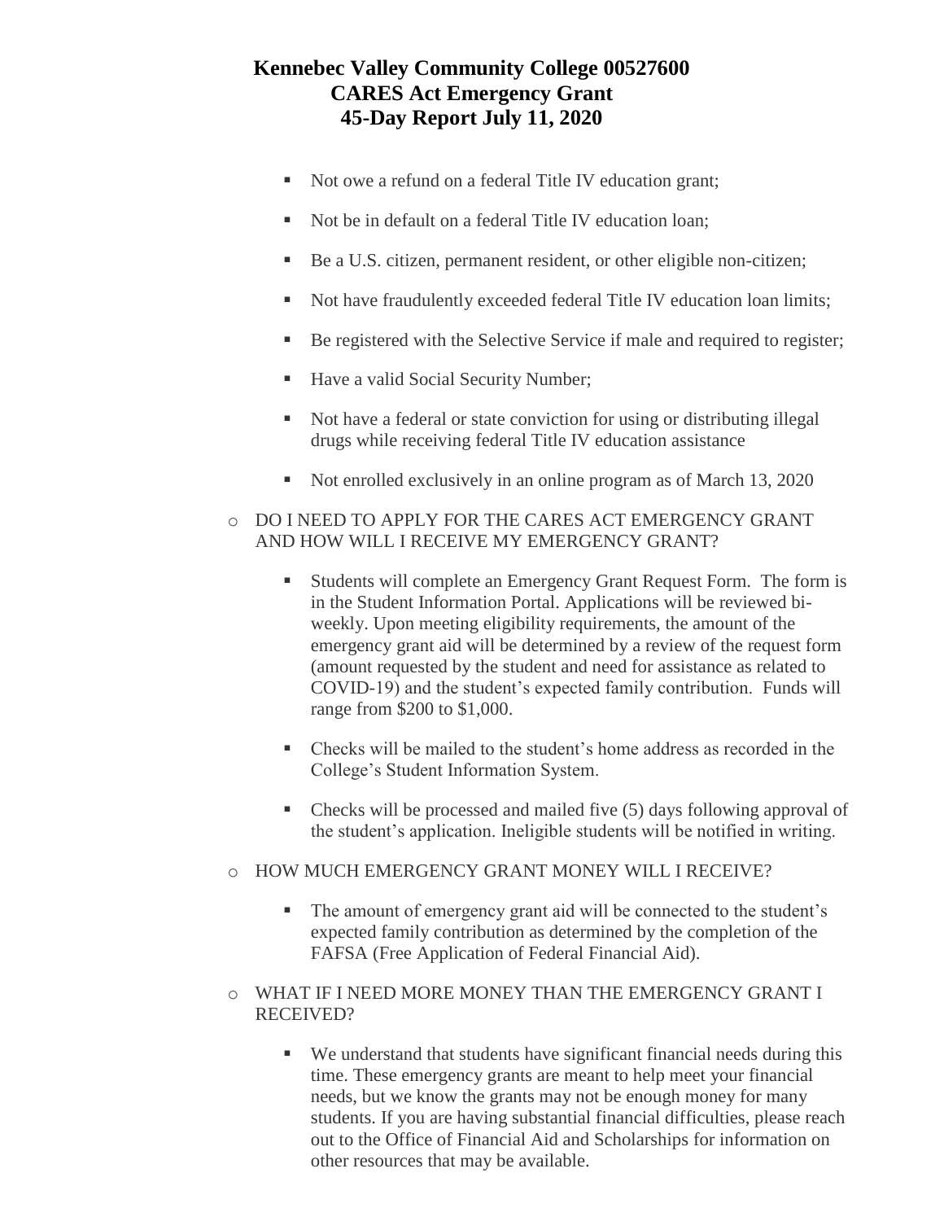# Kennebec Valley Community College 00527600
# CARES Act Emergency Grant
# 45-Day Report July 11, 2020

- Not owe a refund on a federal Title IV education grant;
- Not be in default on a federal Title IV education loan;
- Be a U.S. citizen, permanent resident, or other eligible non-citizen;
- Not have fraudulently exceeded federal Title IV education loan limits;
- Be registered with the Selective Service if male and required to register;
- Have a valid Social Security Number;
- Not have a federal or state conviction for using or distributing illegal drugs while receiving federal Title IV education assistance
- Not enrolled exclusively in an online program as of March 13, 2020

- DO I NEED TO APPLY FOR THE CARES ACT EMERGENCY GRANT AND HOW WILL I RECEIVE MY EMERGENCY GRANT?
  - Students will complete an Emergency Grant Request Form. The form is in the Student Information Portal. Applications will be reviewed bi-weekly. Upon meeting eligibility requirements, the amount of the emergency grant aid will be determined by a review of the request form (amount requested by the student and need for assistance as related to COVID-19) and the student's expected family contribution. Funds will range from $200 to $1,000.
  - Checks will be mailed to the student's home address as recorded in the College's Student Information System.
  - Checks will be processed and mailed five (5) days following approval of the student's application. Ineligible students will be notified in writing.

- HOW MUCH EMERGENCY GRANT MONEY WILL I RECEIVE?
  - The amount of emergency grant aid will be connected to the student's expected family contribution as determined by the completion of the FAFSA (Free Application of Federal Financial Aid).

- WHAT IF I NEED MORE MONEY THAN THE EMERGENCY GRANT I RECEIVED?
  - We understand that students have significant financial needs during this time. These emergency grants are meant to help meet your financial needs, but we know the grants may not be enough money for many students. If you are having substantial financial difficulties, please reach out to the Office of Financial Aid and Scholarships for information on other resources that may be available.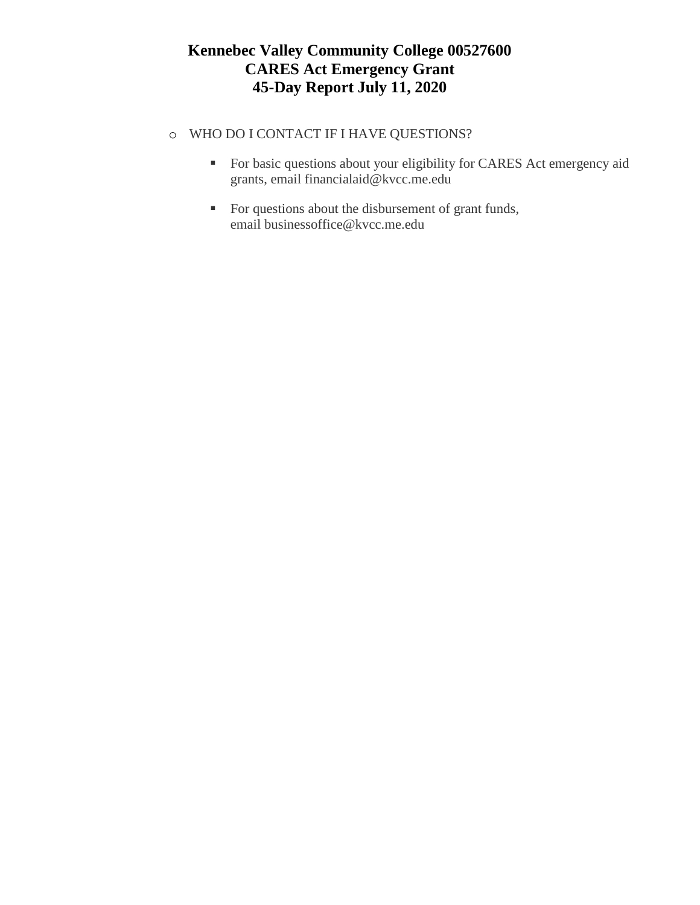**Kennebec Valley Community College 00527600**
**CARES Act Emergency Grant**
**45-Day Report July 11, 2020**

- WHO DO I CONTACT IF I HAVE QUESTIONS?
  - For basic questions about your eligibility for CARES Act emergency aid grants, email financialaid@kvcc.me.edu
  - For questions about the disbursement of grant funds, email businessoffice@kvcc.me.edu